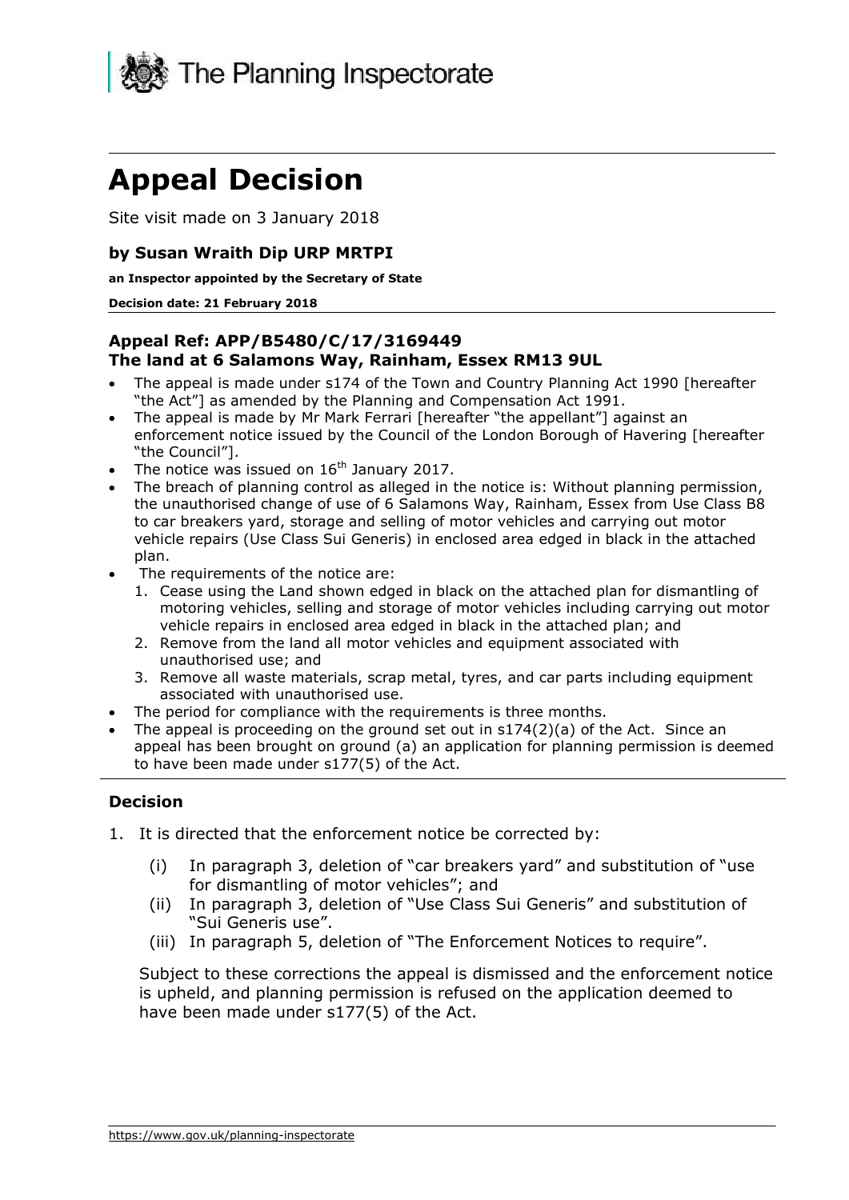The Planning Inspectorate

# Appeal Decision

Site visit made on 3 January 2018

### by Susan Wraith Dip URP MRTPI

**an Inspector appointed by the Secretary of State**

**Decision date: 21 February 2018**

### Appeal Ref: APP/B5480/C/17/3169449
### The land at 6 Salamons Way, Rainham, Essex RM13 9UL

- The appeal is made under s174 of the Town and Country Planning Act 1990 [hereafter "the Act"] as amended by the Planning and Compensation Act 1991.
- The appeal is made by Mr Mark Ferrari [hereafter "the appellant"] against an enforcement notice issued by the Council of the London Borough of Havering [hereafter "the Council"].
- The notice was issued on 16th January 2017.
- The breach of planning control as alleged in the notice is: Without planning permission, the unauthorised change of use of 6 Salamons Way, Rainham, Essex from Use Class B8 to car breakers yard, storage and selling of motor vehicles and carrying out motor vehicle repairs (Use Class Sui Generis) in enclosed area edged in black in the attached plan.
- The requirements of the notice are:
  1. Cease using the Land shown edged in black on the attached plan for dismantling of motoring vehicles, selling and storage of motor vehicles including carrying out motor vehicle repairs in enclosed area edged in black in the attached plan; and
  2. Remove from the land all motor vehicles and equipment associated with unauthorised use; and
  3. Remove all waste materials, scrap metal, tyres, and car parts including equipment associated with unauthorised use.
- The period for compliance with the requirements is three months.
- The appeal is proceeding on the ground set out in s174(2)(a) of the Act. Since an appeal has been brought on ground (a) an application for planning permission is deemed to have been made under s177(5) of the Act.

## Decision

1. It is directed that the enforcement notice be corrected by:

   (i) In paragraph 3, deletion of "car breakers yard" and substitution of "use for dismantling of motor vehicles"; and

   (ii) In paragraph 3, deletion of "Use Class Sui Generis" and substitution of "Sui Generis use".

   (iii) In paragraph 5, deletion of "The Enforcement Notices to require".

   Subject to these corrections the appeal is dismissed and the enforcement notice is upheld, and planning permission is refused on the application deemed to have been made under s177(5) of the Act.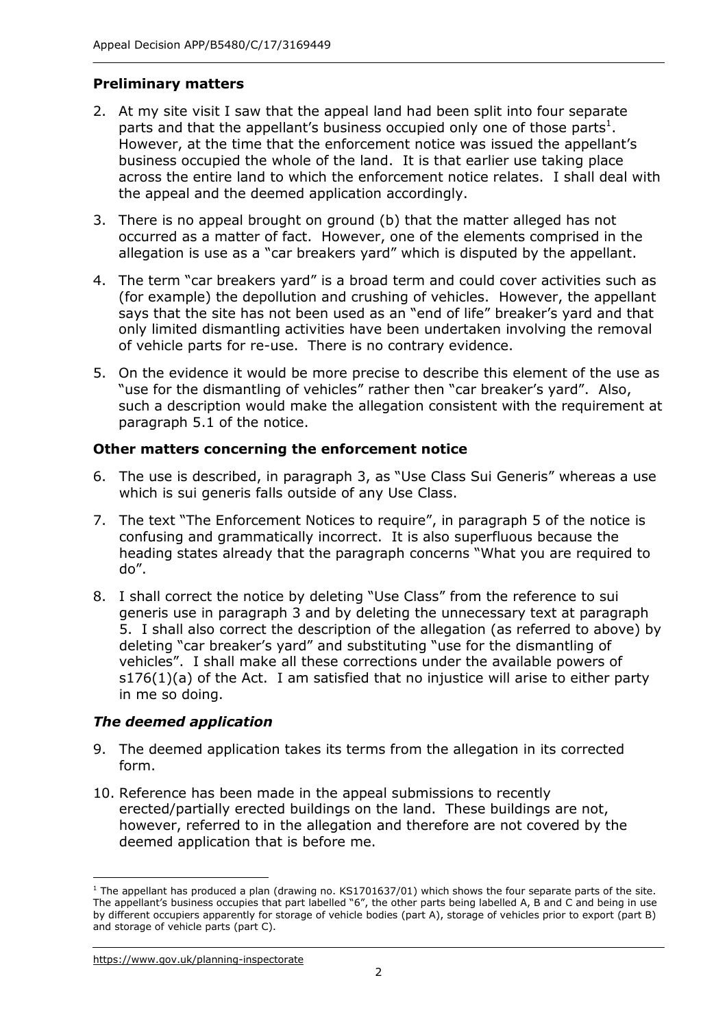## Preliminary matters

2. At my site visit I saw that the appeal land had been split into four separate parts and that the appellant's business occupied only one of those parts[1]. However, at the time that the enforcement notice was issued the appellant's business occupied the whole of the land. It is that earlier use taking place across the entire land to which the enforcement notice relates. I shall deal with the appeal and the deemed application accordingly.

3. There is no appeal brought on ground (b) that the matter alleged has not occurred as a matter of fact. However, one of the elements comprised in the allegation is use as a "car breakers yard" which is disputed by the appellant.

4. The term "car breakers yard" is a broad term and could cover activities such as (for example) the depollution and crushing of vehicles. However, the appellant says that the site has not been used as an "end of life" breaker's yard and that only limited dismantling activities have been undertaken involving the removal of vehicle parts for re-use. There is no contrary evidence.

5. On the evidence it would be more precise to describe this element of the use as "use for the dismantling of vehicles" rather then "car breaker's yard". Also, such a description would make the allegation consistent with the requirement at paragraph 5.1 of the notice.

## Other matters concerning the enforcement notice

6. The use is described, in paragraph 3, as "Use Class Sui Generis" whereas a use which is sui generis falls outside of any Use Class.

7. The text "The Enforcement Notices to require", in paragraph 5 of the notice is confusing and grammatically incorrect. It is also superfluous because the heading states already that the paragraph concerns "What you are required to do".

8. I shall correct the notice by deleting "Use Class" from the reference to sui generis use in paragraph 3 and by deleting the unnecessary text at paragraph 5. I shall also correct the description of the allegation (as referred to above) by deleting "car breaker's yard" and substituting "use for the dismantling of vehicles". I shall make all these corrections under the available powers of s176(1)(a) of the Act. I am satisfied that no injustice will arise to either party in me so doing.

### *The deemed application*

9. The deemed application takes its terms from the allegation in its corrected form.

10. Reference has been made in the appeal submissions to recently erected/partially erected buildings on the land. These buildings are not, however, referred to in the allegation and therefore are not covered by the deemed application that is before me.

---

[1] The appellant has produced a plan (drawing no. KS1701637/01) which shows the four separate parts of the site. The appellant's business occupies that part labelled "6", the other parts being labelled A, B and C and being in use by different occupiers apparently for storage of vehicle bodies (part A), storage of vehicles prior to export (part B) and storage of vehicle parts (part C).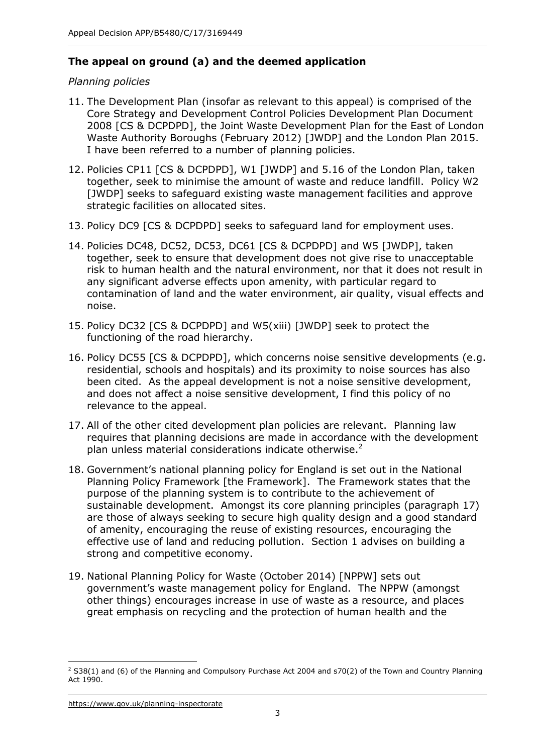## The appeal on ground (a) and the deemed application

*Planning policies*

11. The Development Plan (insofar as relevant to this appeal) is comprised of the Core Strategy and Development Control Policies Development Plan Document 2008 [CS & DCPDPD], the Joint Waste Development Plan for the East of London Waste Authority Boroughs (February 2012) [JWDP] and the London Plan 2015. I have been referred to a number of planning policies.

12. Policies CP11 [CS & DCPDPD], W1 [JWDP] and 5.16 of the London Plan, taken together, seek to minimise the amount of waste and reduce landfill. Policy W2 [JWDP] seeks to safeguard existing waste management facilities and approve strategic facilities on allocated sites.

13. Policy DC9 [CS & DCPDPD] seeks to safeguard land for employment uses.

14. Policies DC48, DC52, DC53, DC61 [CS & DCPDPD] and W5 [JWDP], taken together, seek to ensure that development does not give rise to unacceptable risk to human health and the natural environment, nor that it does not result in any significant adverse effects upon amenity, with particular regard to contamination of land and the water environment, air quality, visual effects and noise.

15. Policy DC32 [CS & DCPDPD] and W5(xiii) [JWDP] seek to protect the functioning of the road hierarchy.

16. Policy DC55 [CS & DCPDPD], which concerns noise sensitive developments (e.g. residential, schools and hospitals) and its proximity to noise sources has also been cited. As the appeal development is not a noise sensitive development, and does not affect a noise sensitive development, I find this policy of no relevance to the appeal.

17. All of the other cited development plan policies are relevant. Planning law requires that planning decisions are made in accordance with the development plan unless material considerations indicate otherwise.[2]

18. Government's national planning policy for England is set out in the National Planning Policy Framework [the Framework]. The Framework states that the purpose of the planning system is to contribute to the achievement of sustainable development. Amongst its core planning principles (paragraph 17) are those of always seeking to secure high quality design and a good standard of amenity, encouraging the reuse of existing resources, encouraging the effective use of land and reducing pollution. Section 1 advises on building a strong and competitive economy.

19. National Planning Policy for Waste (October 2014) [NPPW] sets out government's waste management policy for England. The NPPW (amongst other things) encourages increase in use of waste as a resource, and places great emphasis on recycling and the protection of human health and the

[2] S38(1) and (6) of the Planning and Compulsory Purchase Act 2004 and s70(2) of the Town and Country Planning Act 1990.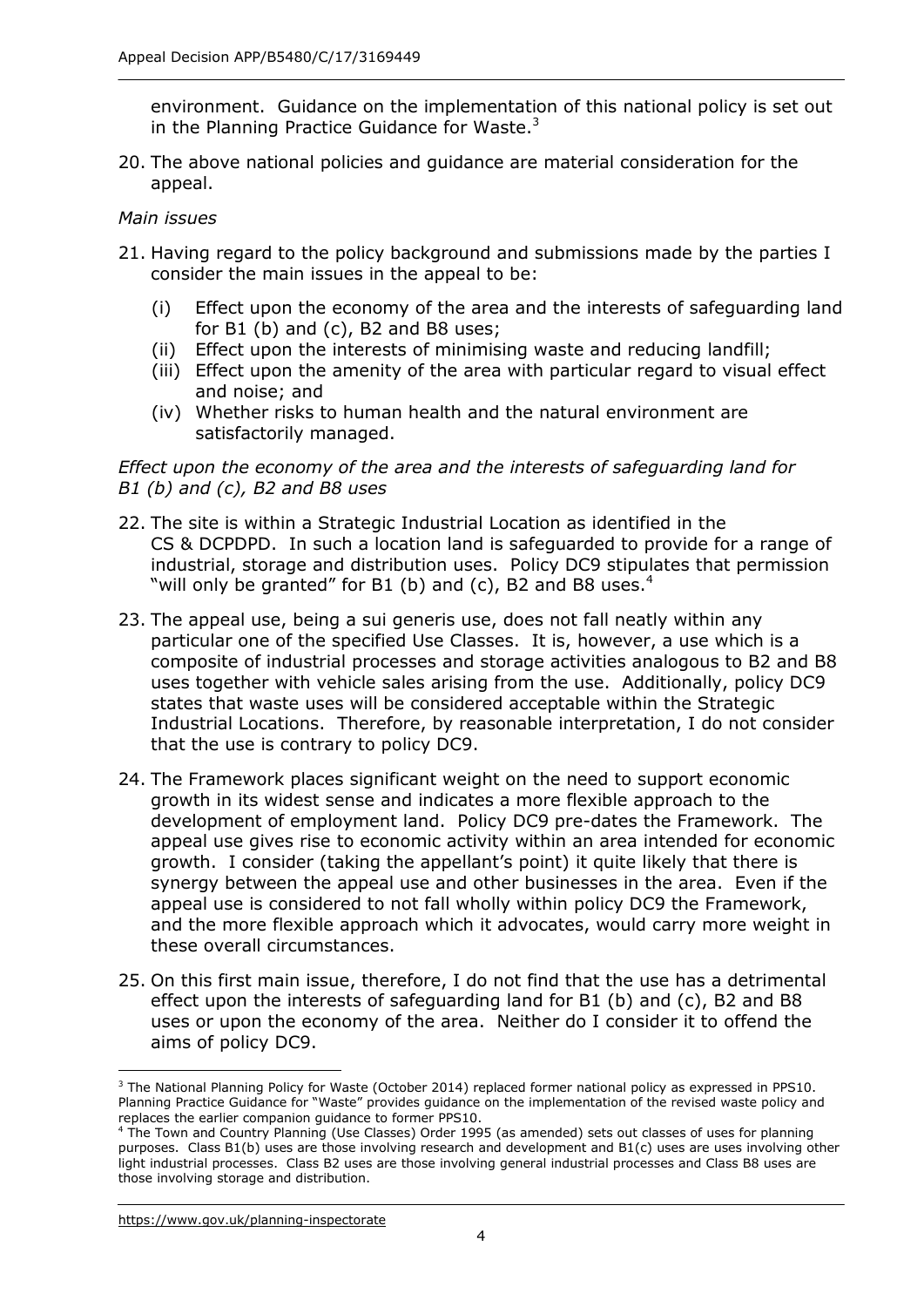environment. Guidance on the implementation of this national policy is set out in the Planning Practice Guidance for Waste.[3]

20. The above national policies and guidance are material consideration for the appeal.

*Main issues*

21. Having regard to the policy background and submissions made by the parties I consider the main issues in the appeal to be:

    (i) Effect upon the economy of the area and the interests of safeguarding land for B1 (b) and (c), B2 and B8 uses;
    (ii) Effect upon the interests of minimising waste and reducing landfill;
    (iii) Effect upon the amenity of the area with particular regard to visual effect and noise; and
    (iv) Whether risks to human health and the natural environment are satisfactorily managed.

*Effect upon the economy of the area and the interests of safeguarding land for B1 (b) and (c), B2 and B8 uses*

22. The site is within a Strategic Industrial Location as identified in the CS & DCPDPD. In such a location land is safeguarded to provide for a range of industrial, storage and distribution uses. Policy DC9 stipulates that permission "will only be granted" for B1 (b) and (c), B2 and B8 uses.[4]

23. The appeal use, being a sui generis use, does not fall neatly within any particular one of the specified Use Classes. It is, however, a use which is a composite of industrial processes and storage activities analogous to B2 and B8 uses together with vehicle sales arising from the use. Additionally, policy DC9 states that waste uses will be considered acceptable within the Strategic Industrial Locations. Therefore, by reasonable interpretation, I do not consider that the use is contrary to policy DC9.

24. The Framework places significant weight on the need to support economic growth in its widest sense and indicates a more flexible approach to the development of employment land. Policy DC9 pre-dates the Framework. The appeal use gives rise to economic activity within an area intended for economic growth. I consider (taking the appellant's point) it quite likely that there is synergy between the appeal use and other businesses in the area. Even if the appeal use is considered to not fall wholly within policy DC9 the Framework, and the more flexible approach which it advocates, would carry more weight in these overall circumstances.

25. On this first main issue, therefore, I do not find that the use has a detrimental effect upon the interests of safeguarding land for B1 (b) and (c), B2 and B8 uses or upon the economy of the area. Neither do I consider it to offend the aims of policy DC9.

---

[3] The National Planning Policy for Waste (October 2014) replaced former national policy as expressed in PPS10. Planning Practice Guidance for "Waste" provides guidance on the implementation of the revised waste policy and replaces the earlier companion guidance to former PPS10.

[4] The Town and Country Planning (Use Classes) Order 1995 (as amended) sets out classes of uses for planning purposes. Class B1(b) uses are those involving research and development and B1(c) uses are uses involving other light industrial processes. Class B2 uses are those involving general industrial processes and Class B8 uses are those involving storage and distribution.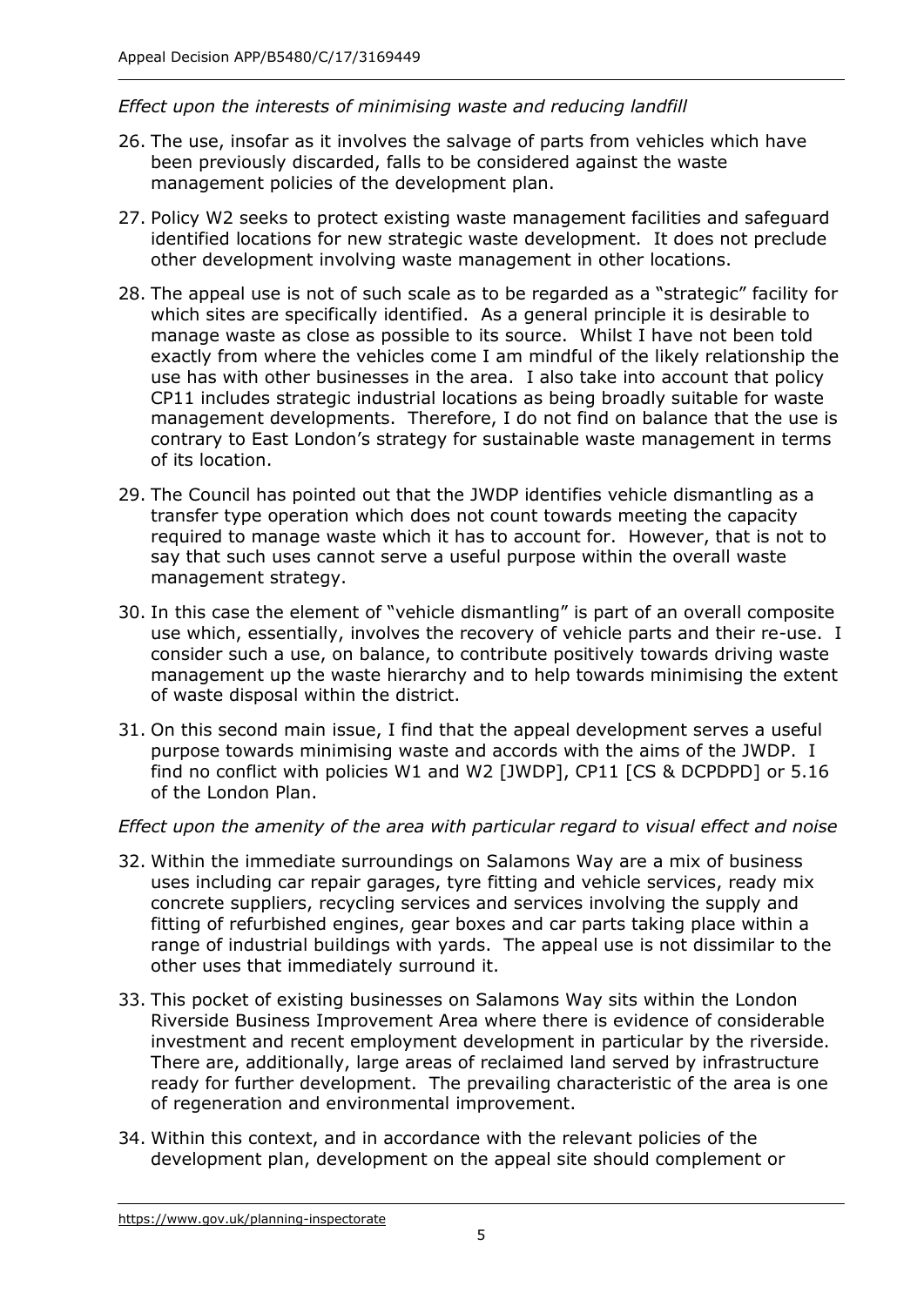*Effect upon the interests of minimising waste and reducing landfill*

26. The use, insofar as it involves the salvage of parts from vehicles which have been previously discarded, falls to be considered against the waste management policies of the development plan.

27. Policy W2 seeks to protect existing waste management facilities and safeguard identified locations for new strategic waste development. It does not preclude other development involving waste management in other locations.

28. The appeal use is not of such scale as to be regarded as a "strategic" facility for which sites are specifically identified. As a general principle it is desirable to manage waste as close as possible to its source. Whilst I have not been told exactly from where the vehicles come I am mindful of the likely relationship the use has with other businesses in the area. I also take into account that policy CP11 includes strategic industrial locations as being broadly suitable for waste management developments. Therefore, I do not find on balance that the use is contrary to East London's strategy for sustainable waste management in terms of its location.

29. The Council has pointed out that the JWDP identifies vehicle dismantling as a transfer type operation which does not count towards meeting the capacity required to manage waste which it has to account for. However, that is not to say that such uses cannot serve a useful purpose within the overall waste management strategy.

30. In this case the element of "vehicle dismantling" is part of an overall composite use which, essentially, involves the recovery of vehicle parts and their re-use. I consider such a use, on balance, to contribute positively towards driving waste management up the waste hierarchy and to help towards minimising the extent of waste disposal within the district.

31. On this second main issue, I find that the appeal development serves a useful purpose towards minimising waste and accords with the aims of the JWDP. I find no conflict with policies W1 and W2 [JWDP], CP11 [CS & DCPDPD] or 5.16 of the London Plan.

*Effect upon the amenity of the area with particular regard to visual effect and noise*

32. Within the immediate surroundings on Salamons Way are a mix of business uses including car repair garages, tyre fitting and vehicle services, ready mix concrete suppliers, recycling services and services involving the supply and fitting of refurbished engines, gear boxes and car parts taking place within a range of industrial buildings with yards. The appeal use is not dissimilar to the other uses that immediately surround it.

33. This pocket of existing businesses on Salamons Way sits within the London Riverside Business Improvement Area where there is evidence of considerable investment and recent employment development in particular by the riverside. There are, additionally, large areas of reclaimed land served by infrastructure ready for further development. The prevailing characteristic of the area is one of regeneration and environmental improvement.

34. Within this context, and in accordance with the relevant policies of the development plan, development on the appeal site should complement or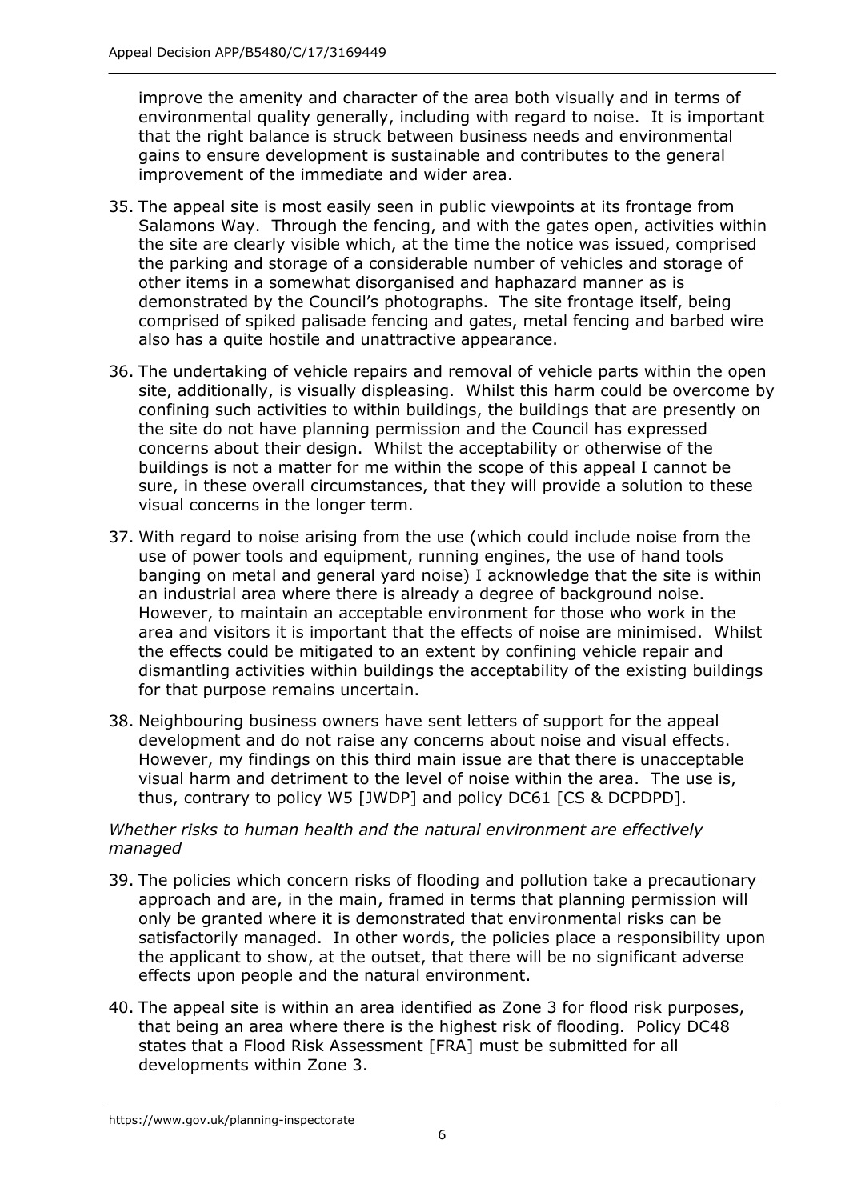improve the amenity and character of the area both visually and in terms of environmental quality generally, including with regard to noise. It is important that the right balance is struck between business needs and environmental gains to ensure development is sustainable and contributes to the general improvement of the immediate and wider area.

35. The appeal site is most easily seen in public viewpoints at its frontage from Salamons Way. Through the fencing, and with the gates open, activities within the site are clearly visible which, at the time the notice was issued, comprised the parking and storage of a considerable number of vehicles and storage of other items in a somewhat disorganised and haphazard manner as is demonstrated by the Council's photographs. The site frontage itself, being comprised of spiked palisade fencing and gates, metal fencing and barbed wire also has a quite hostile and unattractive appearance.

36. The undertaking of vehicle repairs and removal of vehicle parts within the open site, additionally, is visually displeasing. Whilst this harm could be overcome by confining such activities to within buildings, the buildings that are presently on the site do not have planning permission and the Council has expressed concerns about their design. Whilst the acceptability or otherwise of the buildings is not a matter for me within the scope of this appeal I cannot be sure, in these overall circumstances, that they will provide a solution to these visual concerns in the longer term.

37. With regard to noise arising from the use (which could include noise from the use of power tools and equipment, running engines, the use of hand tools banging on metal and general yard noise) I acknowledge that the site is within an industrial area where there is already a degree of background noise. However, to maintain an acceptable environment for those who work in the area and visitors it is important that the effects of noise are minimised. Whilst the effects could be mitigated to an extent by confining vehicle repair and dismantling activities within buildings the acceptability of the existing buildings for that purpose remains uncertain.

38. Neighbouring business owners have sent letters of support for the appeal development and do not raise any concerns about noise and visual effects. However, my findings on this third main issue are that there is unacceptable visual harm and detriment to the level of noise within the area. The use is, thus, contrary to policy W5 [JWDP] and policy DC61 [CS & DCPDPD].

*Whether risks to human health and the natural environment are effectively managed*

39. The policies which concern risks of flooding and pollution take a precautionary approach and are, in the main, framed in terms that planning permission will only be granted where it is demonstrated that environmental risks can be satisfactorily managed. In other words, the policies place a responsibility upon the applicant to show, at the outset, that there will be no significant adverse effects upon people and the natural environment.

40. The appeal site is within an area identified as Zone 3 for flood risk purposes, that being an area where there is the highest risk of flooding. Policy DC48 states that a Flood Risk Assessment [FRA] must be submitted for all developments within Zone 3.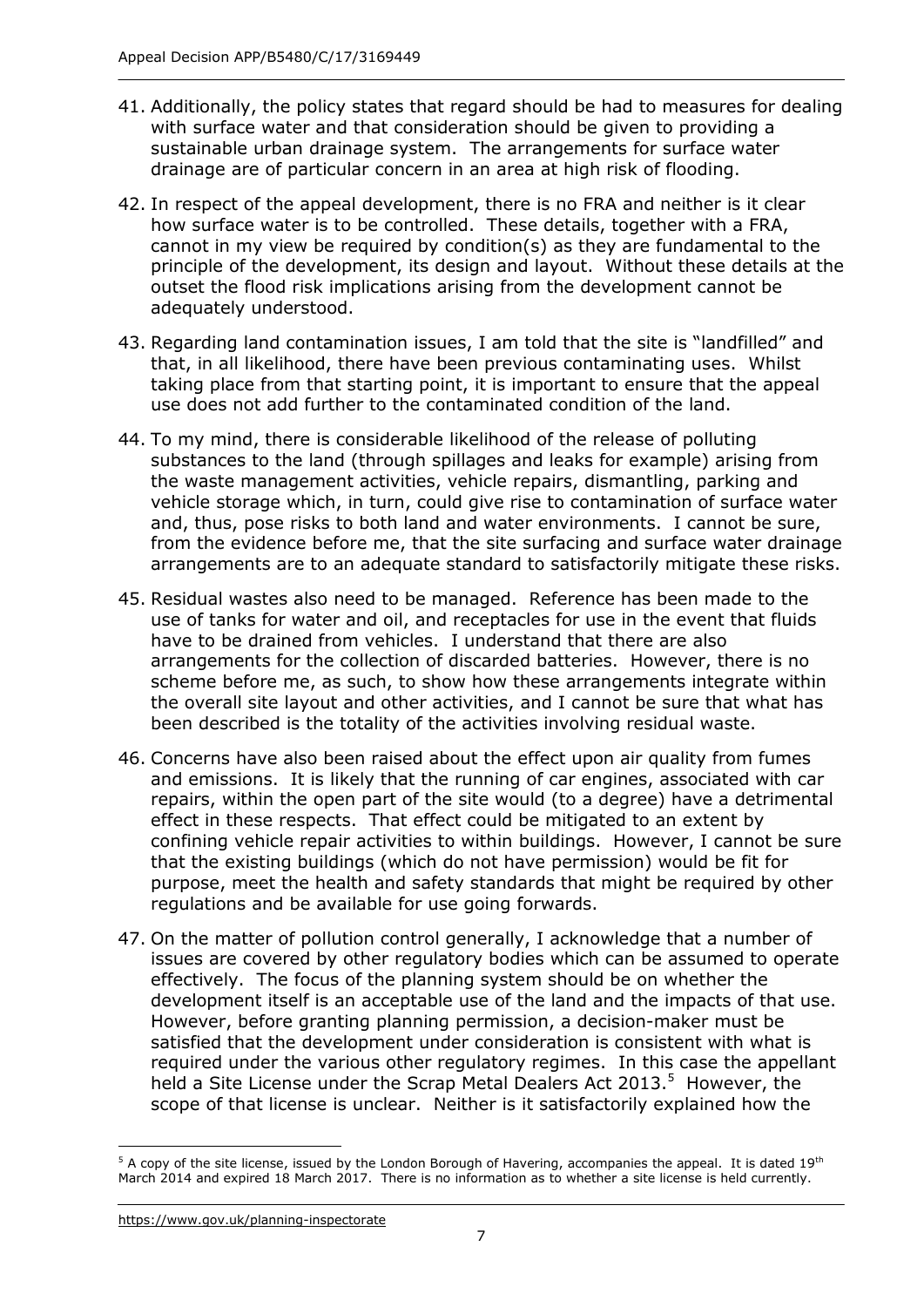41. Additionally, the policy states that regard should be had to measures for dealing with surface water and that consideration should be given to providing a sustainable urban drainage system. The arrangements for surface water drainage are of particular concern in an area at high risk of flooding.

42. In respect of the appeal development, there is no FRA and neither is it clear how surface water is to be controlled. These details, together with a FRA, cannot in my view be required by condition(s) as they are fundamental to the principle of the development, its design and layout. Without these details at the outset the flood risk implications arising from the development cannot be adequately understood.

43. Regarding land contamination issues, I am told that the site is "landfilled" and that, in all likelihood, there have been previous contaminating uses. Whilst taking place from that starting point, it is important to ensure that the appeal use does not add further to the contaminated condition of the land.

44. To my mind, there is considerable likelihood of the release of polluting substances to the land (through spillages and leaks for example) arising from the waste management activities, vehicle repairs, dismantling, parking and vehicle storage which, in turn, could give rise to contamination of surface water and, thus, pose risks to both land and water environments. I cannot be sure, from the evidence before me, that the site surfacing and surface water drainage arrangements are to an adequate standard to satisfactorily mitigate these risks.

45. Residual wastes also need to be managed. Reference has been made to the use of tanks for water and oil, and receptacles for use in the event that fluids have to be drained from vehicles. I understand that there are also arrangements for the collection of discarded batteries. However, there is no scheme before me, as such, to show how these arrangements integrate within the overall site layout and other activities, and I cannot be sure that what has been described is the totality of the activities involving residual waste.

46. Concerns have also been raised about the effect upon air quality from fumes and emissions. It is likely that the running of car engines, associated with car repairs, within the open part of the site would (to a degree) have a detrimental effect in these respects. That effect could be mitigated to an extent by confining vehicle repair activities to within buildings. However, I cannot be sure that the existing buildings (which do not have permission) would be fit for purpose, meet the health and safety standards that might be required by other regulations and be available for use going forwards.

47. On the matter of pollution control generally, I acknowledge that a number of issues are covered by other regulatory bodies which can be assumed to operate effectively. The focus of the planning system should be on whether the development itself is an acceptable use of the land and the impacts of that use. However, before granting planning permission, a decision-maker must be satisfied that the development under consideration is consistent with what is required under the various other regulatory regimes. In this case the appellant held a Site License under the Scrap Metal Dealers Act 2013.[5] However, the scope of that license is unclear. Neither is it satisfactorily explained how the

---

[5] A copy of the site license, issued by the London Borough of Havering, accompanies the appeal. It is dated 19th March 2014 and expired 18 March 2017. There is no information as to whether a site license is held currently.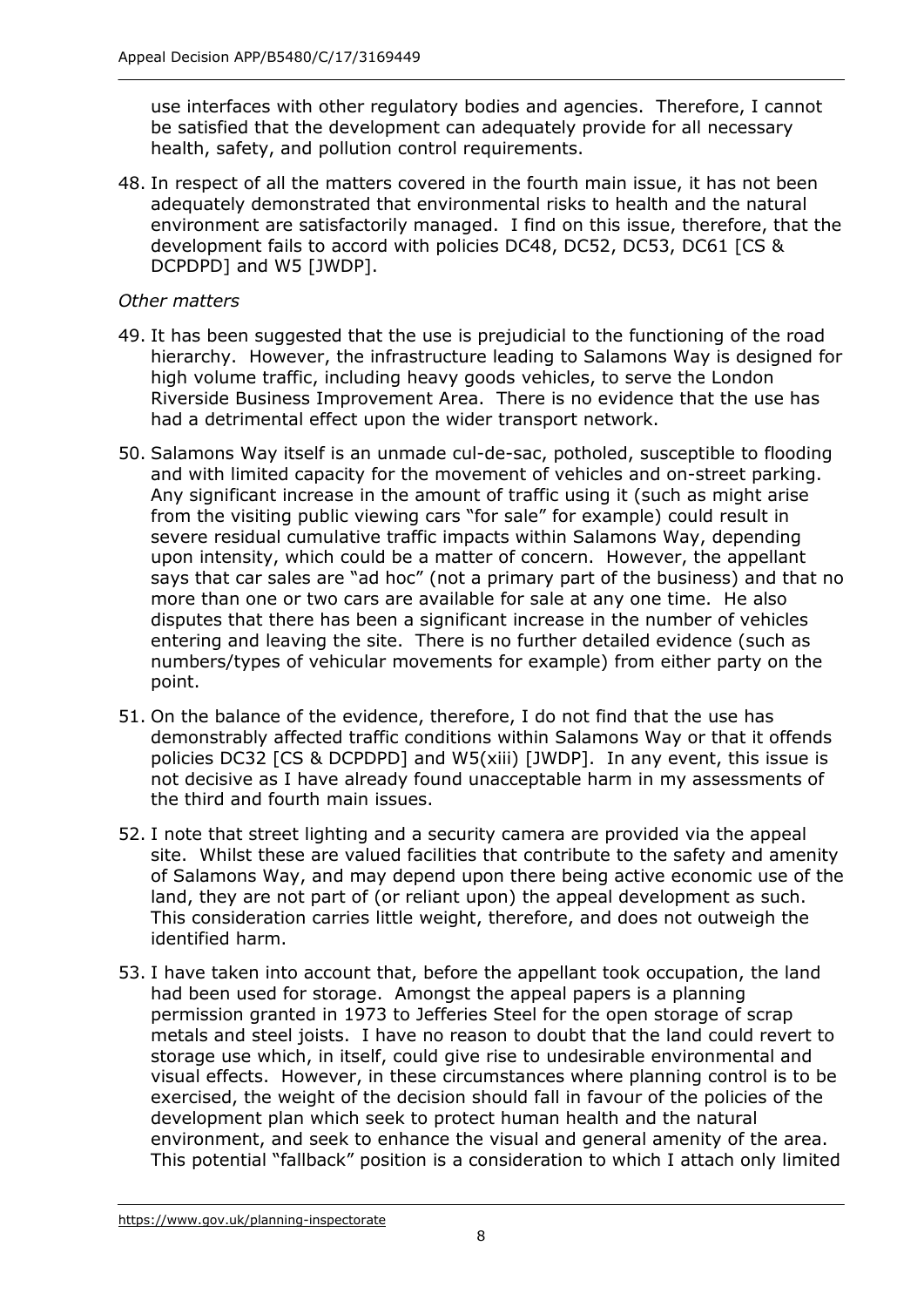use interfaces with other regulatory bodies and agencies. Therefore, I cannot be satisfied that the development can adequately provide for all necessary health, safety, and pollution control requirements.

48. In respect of all the matters covered in the fourth main issue, it has not been adequately demonstrated that environmental risks to health and the natural environment are satisfactorily managed. I find on this issue, therefore, that the development fails to accord with policies DC48, DC52, DC53, DC61 [CS & DCPDPD] and W5 [JWDP].

*Other matters*

49. It has been suggested that the use is prejudicial to the functioning of the road hierarchy. However, the infrastructure leading to Salamons Way is designed for high volume traffic, including heavy goods vehicles, to serve the London Riverside Business Improvement Area. There is no evidence that the use has had a detrimental effect upon the wider transport network.

50. Salamons Way itself is an unmade cul-de-sac, potholed, susceptible to flooding and with limited capacity for the movement of vehicles and on-street parking. Any significant increase in the amount of traffic using it (such as might arise from the visiting public viewing cars "for sale" for example) could result in severe residual cumulative traffic impacts within Salamons Way, depending upon intensity, which could be a matter of concern. However, the appellant says that car sales are "ad hoc" (not a primary part of the business) and that no more than one or two cars are available for sale at any one time. He also disputes that there has been a significant increase in the number of vehicles entering and leaving the site. There is no further detailed evidence (such as numbers/types of vehicular movements for example) from either party on the point.

51. On the balance of the evidence, therefore, I do not find that the use has demonstrably affected traffic conditions within Salamons Way or that it offends policies DC32 [CS & DCPDPD] and W5(xiii) [JWDP]. In any event, this issue is not decisive as I have already found unacceptable harm in my assessments of the third and fourth main issues.

52. I note that street lighting and a security camera are provided via the appeal site. Whilst these are valued facilities that contribute to the safety and amenity of Salamons Way, and may depend upon there being active economic use of the land, they are not part of (or reliant upon) the appeal development as such. This consideration carries little weight, therefore, and does not outweigh the identified harm.

53. I have taken into account that, before the appellant took occupation, the land had been used for storage. Amongst the appeal papers is a planning permission granted in 1973 to Jefferies Steel for the open storage of scrap metals and steel joists. I have no reason to doubt that the land could revert to storage use which, in itself, could give rise to undesirable environmental and visual effects. However, in these circumstances where planning control is to be exercised, the weight of the decision should fall in favour of the policies of the development plan which seek to protect human health and the natural environment, and seek to enhance the visual and general amenity of the area. This potential "fallback" position is a consideration to which I attach only limited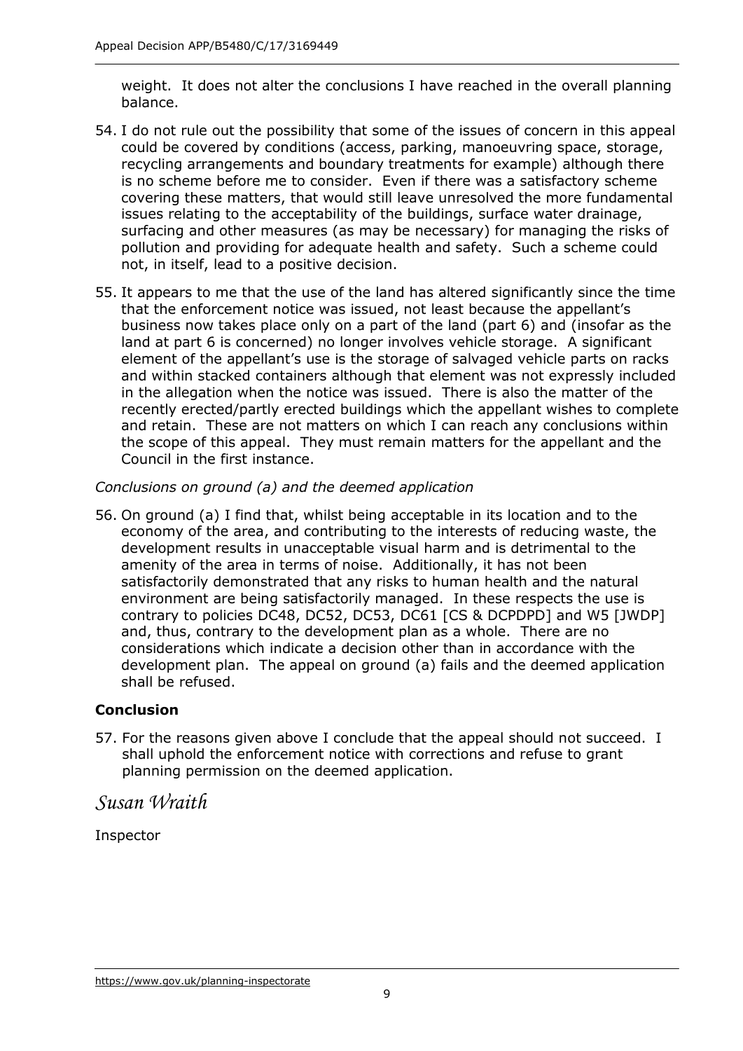weight. It does not alter the conclusions I have reached in the overall planning balance.

54. I do not rule out the possibility that some of the issues of concern in this appeal could be covered by conditions (access, parking, manoeuvring space, storage, recycling arrangements and boundary treatments for example) although there is no scheme before me to consider. Even if there was a satisfactory scheme covering these matters, that would still leave unresolved the more fundamental issues relating to the acceptability of the buildings, surface water drainage, surfacing and other measures (as may be necessary) for managing the risks of pollution and providing for adequate health and safety. Such a scheme could not, in itself, lead to a positive decision.

55. It appears to me that the use of the land has altered significantly since the time that the enforcement notice was issued, not least because the appellant's business now takes place only on a part of the land (part 6) and (insofar as the land at part 6 is concerned) no longer involves vehicle storage. A significant element of the appellant's use is the storage of salvaged vehicle parts on racks and within stacked containers although that element was not expressly included in the allegation when the notice was issued. There is also the matter of the recently erected/partly erected buildings which the appellant wishes to complete and retain. These are not matters on which I can reach any conclusions within the scope of this appeal. They must remain matters for the appellant and the Council in the first instance.

*Conclusions on ground (a) and the deemed application*

56. On ground (a) I find that, whilst being acceptable in its location and to the economy of the area, and contributing to the interests of reducing waste, the development results in unacceptable visual harm and is detrimental to the amenity of the area in terms of noise. Additionally, it has not been satisfactorily demonstrated that any risks to human health and the natural environment are being satisfactorily managed. In these respects the use is contrary to policies DC48, DC52, DC53, DC61 [CS & DCPDPD] and W5 [JWDP] and, thus, contrary to the development plan as a whole. There are no considerations which indicate a decision other than in accordance with the development plan. The appeal on ground (a) fails and the deemed application shall be refused.

## Conclusion

57. For the reasons given above I conclude that the appeal should not succeed. I shall uphold the enforcement notice with corrections and refuse to grant planning permission on the deemed application.

*Susan Wraith*

Inspector